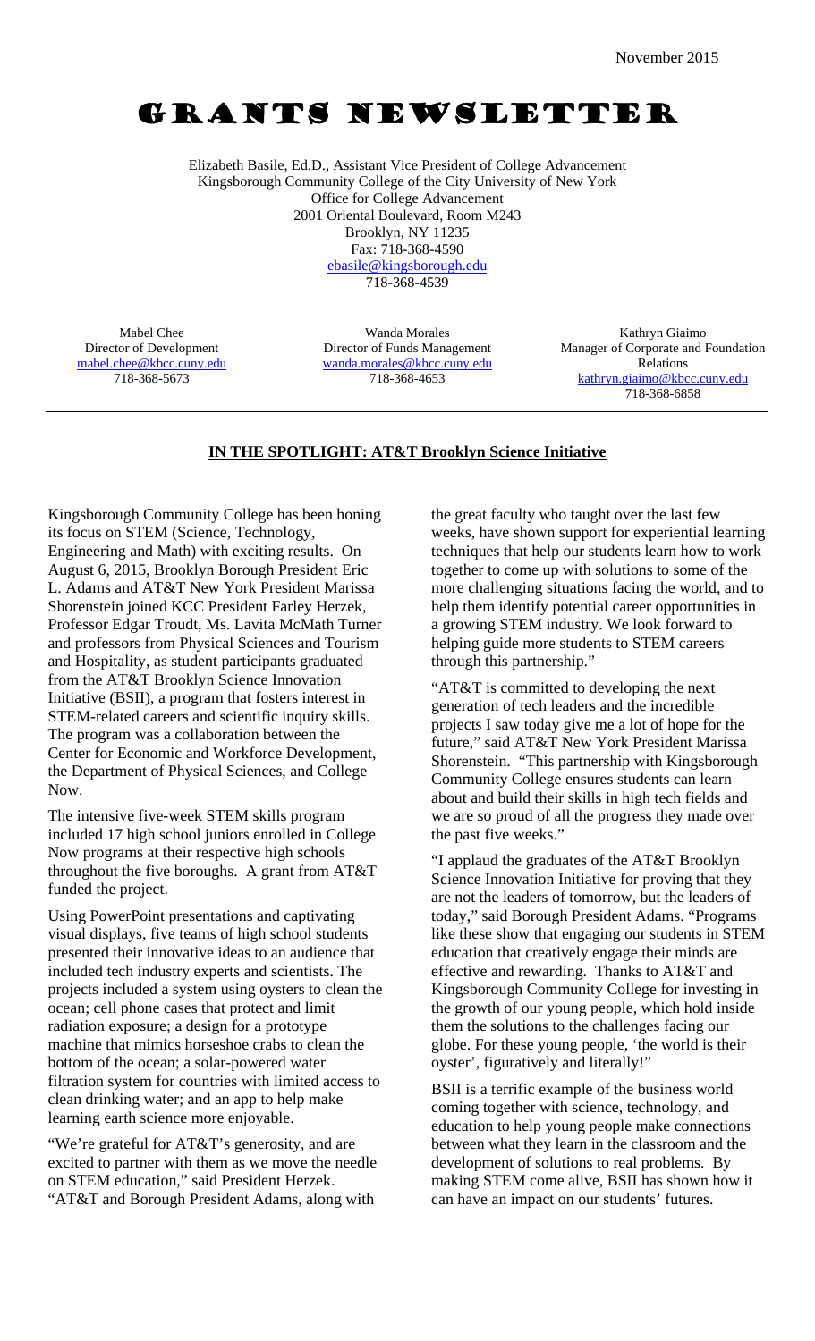November 2015

# GRANTS NEWSLETTER

Elizabeth Basile, Ed.D., Assistant Vice President of College Advancement
Kingsborough Community College of the City University of New York
Office for College Advancement
2001 Oriental Boulevard, Room M243
Brooklyn, NY 11235
Fax: 718-368-4590
ebasile@kingsborough.edu
718-368-4539

Mabel Chee
Director of Development
mabel.chee@kbcc.cuny.edu
718-368-5673

Wanda Morales
Director of Funds Management
wanda.morales@kbcc.cuny.edu
718-368-4653

Kathryn Giaimo
Manager of Corporate and Foundation Relations
kathryn.giaimo@kbcc.cuny.edu
718-368-6858

---

## IN THE SPOTLIGHT: AT&T Brooklyn Science Initiative

Kingsborough Community College has been honing its focus on STEM (Science, Technology, Engineering and Math) with exciting results. On August 6, 2015, Brooklyn Borough President Eric L. Adams and AT&T New York President Marissa Shorenstein joined KCC President Farley Herzek, Professor Edgar Troudt, Ms. Lavita McMath Turner and professors from Physical Sciences and Tourism and Hospitality, as student participants graduated from the AT&T Brooklyn Science Innovation Initiative (BSII), a program that fosters interest in STEM-related careers and scientific inquiry skills. The program was a collaboration between the Center for Economic and Workforce Development, the Department of Physical Sciences, and College Now.

The intensive five-week STEM skills program included 17 high school juniors enrolled in College Now programs at their respective high schools throughout the five boroughs. A grant from AT&T funded the project.

Using PowerPoint presentations and captivating visual displays, five teams of high school students presented their innovative ideas to an audience that included tech industry experts and scientists. The projects included a system using oysters to clean the ocean; cell phone cases that protect and limit radiation exposure; a design for a prototype machine that mimics horseshoe crabs to clean the bottom of the ocean; a solar-powered water filtration system for countries with limited access to clean drinking water; and an app to help make learning earth science more enjoyable.

"We're grateful for AT&T's generosity, and are excited to partner with them as we move the needle on STEM education," said President Herzek. "AT&T and Borough President Adams, along with the great faculty who taught over the last few weeks, have shown support for experiential learning techniques that help our students learn how to work together to come up with solutions to some of the more challenging situations facing the world, and to help them identify potential career opportunities in a growing STEM industry. We look forward to helping guide more students to STEM careers through this partnership."

"AT&T is committed to developing the next generation of tech leaders and the incredible projects I saw today give me a lot of hope for the future," said AT&T New York President Marissa Shorenstein. "This partnership with Kingsborough Community College ensures students can learn about and build their skills in high tech fields and we are so proud of all the progress they made over the past five weeks."

"I applaud the graduates of the AT&T Brooklyn Science Innovation Initiative for proving that they are not the leaders of tomorrow, but the leaders of today," said Borough President Adams. "Programs like these show that engaging our students in STEM education that creatively engage their minds are effective and rewarding. Thanks to AT&T and Kingsborough Community College for investing in the growth of our young people, which hold inside them the solutions to the challenges facing our globe. For these young people, 'the world is their oyster', figuratively and literally!"

BSII is a terrific example of the business world coming together with science, technology, and education to help young people make connections between what they learn in the classroom and the development of solutions to real problems. By making STEM come alive, BSII has shown how it can have an impact on our students' futures.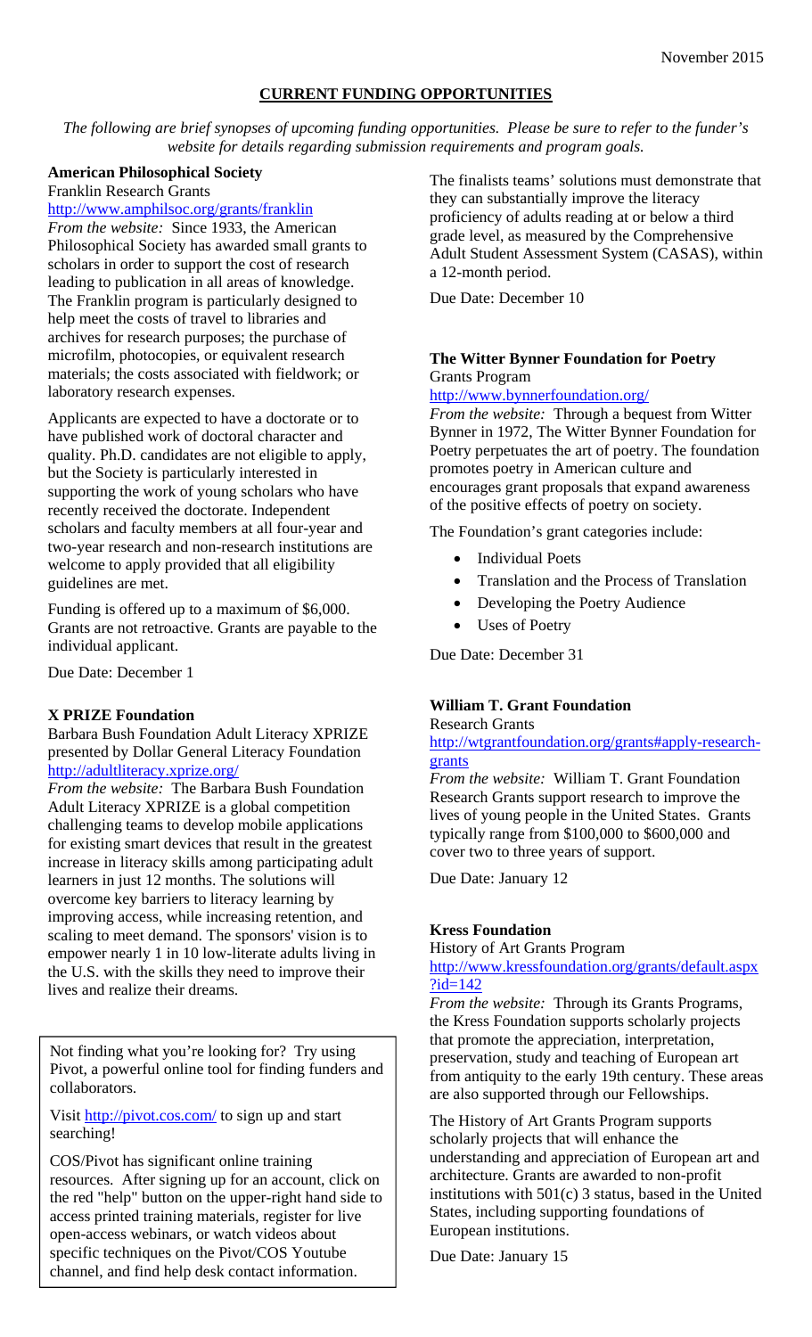November 2015

## CURRENT FUNDING OPPORTUNITIES

*The following are brief synopses of upcoming funding opportunities. Please be sure to refer to the funder's website for details regarding submission requirements and program goals.*

### American Philosophical Society

Franklin Research Grants
http://www.amphilsoc.org/grants/franklin

*From the website:* Since 1933, the American Philosophical Society has awarded small grants to scholars in order to support the cost of research leading to publication in all areas of knowledge. The Franklin program is particularly designed to help meet the costs of travel to libraries and archives for research purposes; the purchase of microfilm, photocopies, or equivalent research materials; the costs associated with fieldwork; or laboratory research expenses.

Applicants are expected to have a doctorate or to have published work of doctoral character and quality. Ph.D. candidates are not eligible to apply, but the Society is particularly interested in supporting the work of young scholars who have recently received the doctorate. Independent scholars and faculty members at all four-year and two-year research and non-research institutions are welcome to apply provided that all eligibility guidelines are met.

Funding is offered up to a maximum of $6,000. Grants are not retroactive. Grants are payable to the individual applicant.

Due Date: December 1

### X PRIZE Foundation

Barbara Bush Foundation Adult Literacy XPRIZE presented by Dollar General Literacy Foundation
http://adultliteracy.xprize.org/

*From the website:* The Barbara Bush Foundation Adult Literacy XPRIZE is a global competition challenging teams to develop mobile applications for existing smart devices that result in the greatest increase in literacy skills among participating adult learners in just 12 months. The solutions will overcome key barriers to literacy learning by improving access, while increasing retention, and scaling to meet demand. The sponsors' vision is to empower nearly 1 in 10 low-literate adults living in the U.S. with the skills they need to improve their lives and realize their dreams.

The finalists teams' solutions must demonstrate that they can substantially improve the literacy proficiency of adults reading at or below a third grade level, as measured by the Comprehensive Adult Student Assessment System (CASAS), within a 12-month period.

Due Date: December 10

> Not finding what you're looking for? Try using Pivot, a powerful online tool for finding funders and collaborators.
>
> Visit http://pivot.cos.com/ to sign up and start searching!
>
> COS/Pivot has significant online training resources. After signing up for an account, click on the red "help" button on the upper-right hand side to access printed training materials, register for live open-access webinars, or watch videos about specific techniques on the Pivot/COS Youtube channel, and find help desk contact information.

### The Witter Bynner Foundation for Poetry

Grants Program
http://www.bynnerfoundation.org/

*From the website:* Through a bequest from Witter Bynner in 1972, The Witter Bynner Foundation for Poetry perpetuates the art of poetry. The foundation promotes poetry in American culture and encourages grant proposals that expand awareness of the positive effects of poetry on society.

The Foundation's grant categories include:

- Individual Poets
- Translation and the Process of Translation
- Developing the Poetry Audience
- Uses of Poetry

Due Date: December 31

### William T. Grant Foundation

Research Grants
http://wtgrantfoundation.org/grants#apply-research-grants

*From the website:* William T. Grant Foundation Research Grants support research to improve the lives of young people in the United States. Grants typically range from $100,000 to $600,000 and cover two to three years of support.

Due Date: January 12

### Kress Foundation

History of Art Grants Program
http://www.kressfoundation.org/grants/default.aspx?id=142

*From the website:* Through its Grants Programs, the Kress Foundation supports scholarly projects that promote the appreciation, interpretation, preservation, study and teaching of European art from antiquity to the early 19th century. These areas are also supported through our Fellowships.

The History of Art Grants Program supports scholarly projects that will enhance the understanding and appreciation of European art and architecture. Grants are awarded to non-profit institutions with 501(c) 3 status, based in the United States, including supporting foundations of European institutions.

Due Date: January 15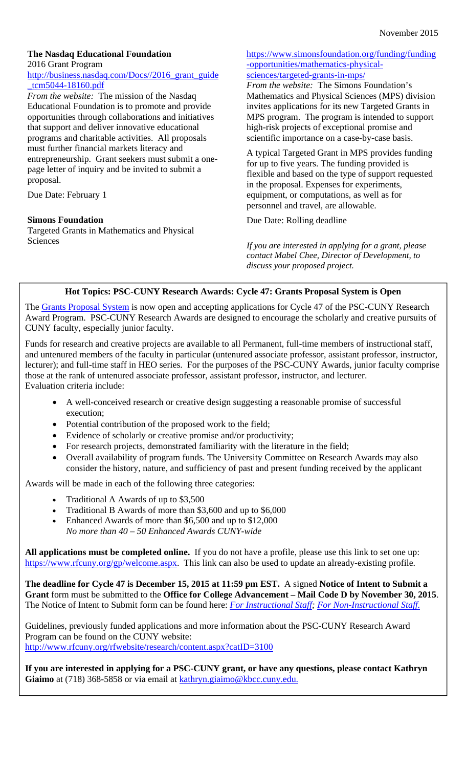November 2015

**The Nasdaq Educational Foundation**
2016 Grant Program
[http://business.nasdaq.com/Docs//2016_grant_guide_tcm5044-18160.pdf](http://business.nasdaq.com/Docs//2016_grant_guide_tcm5044-18160.pdf)

*From the website:* The mission of the Nasdaq Educational Foundation is to promote and provide opportunities through collaborations and initiatives that support and deliver innovative educational programs and charitable activities. All proposals must further financial markets literacy and entrepreneurship. Grant seekers must submit a one-page letter of inquiry and be invited to submit a proposal.

Due Date: February 1

**Simons Foundation**
Targeted Grants in Mathematics and Physical Sciences
[https://www.simonsfoundation.org/funding/funding-opportunities/mathematics-physical-sciences/targeted-grants-in-mps/](https://www.simonsfoundation.org/funding/funding-opportunities/mathematics-physical-sciences/targeted-grants-in-mps/)

*From the website:* The Simons Foundation's Mathematics and Physical Sciences (MPS) division invites applications for its new Targeted Grants in MPS program. The program is intended to support high-risk projects of exceptional promise and scientific importance on a case-by-case basis.

A typical Targeted Grant in MPS provides funding for up to five years. The funding provided is flexible and based on the type of support requested in the proposal. Expenses for experiments, equipment, or computations, as well as for personnel and travel, are allowable.

Due Date: Rolling deadline

*If you are interested in applying for a grant, please contact Mabel Chee, Director of Development, to discuss your proposed project.*

### Hot Topics: PSC-CUNY Research Awards: Cycle 47: Grants Proposal System is Open

The Grants Proposal System is now open and accepting applications for Cycle 47 of the PSC-CUNY Research Award Program. PSC-CUNY Research Awards are designed to encourage the scholarly and creative pursuits of CUNY faculty, especially junior faculty.

Funds for research and creative projects are available to all Permanent, full-time members of instructional staff, and untenured members of the faculty in particular (untenured associate professor, assistant professor, instructor, lecturer); and full-time staff in HEO series. For the purposes of the PSC-CUNY Awards, junior faculty comprise those at the rank of untenured associate professor, assistant professor, instructor, and lecturer.
Evaluation criteria include:

- A well-conceived research or creative design suggesting a reasonable promise of successful execution;
- Potential contribution of the proposed work to the field;
- Evidence of scholarly or creative promise and/or productivity;
- For research projects, demonstrated familiarity with the literature in the field;
- Overall availability of program funds. The University Committee on Research Awards may also consider the history, nature, and sufficiency of past and present funding received by the applicant

Awards will be made in each of the following three categories:

- Traditional A Awards of up to $3,500
- Traditional B Awards of more than $3,600 and up to $6,000
- Enhanced Awards of more than $6,500 and up to $12,000
  *No more than 40 – 50 Enhanced Awards CUNY-wide*

**All applications must be completed online.** If you do not have a profile, please use this link to set one up: [https://www.rfcuny.org/gp/welcome.aspx](https://www.rfcuny.org/gp/welcome.aspx). This link can also be used to update an already-existing profile.

**The deadline for Cycle 47 is December 15, 2015 at 11:59 pm EST.** A signed **Notice of Intent to Submit a Grant** form must be submitted to the **Office for College Advancement – Mail Code D by November 30, 2015**. The Notice of Intent to Submit form can be found here: *For Instructional Staff; For Non-Instructional Staff.*

Guidelines, previously funded applications and more information about the PSC-CUNY Research Award Program can be found on the CUNY website:
[http://www.rfcuny.org/rfwebsite/research/content.aspx?catID=3100](http://www.rfcuny.org/rfwebsite/research/content.aspx?catID=3100)

**If you are interested in applying for a PSC-CUNY grant, or have any questions, please contact Kathryn Giaimo** at (718) 368-5858 or via email at [kathryn.giaimo@kbcc.cuny.edu.](mailto:kathryn.giaimo@kbcc.cuny.edu)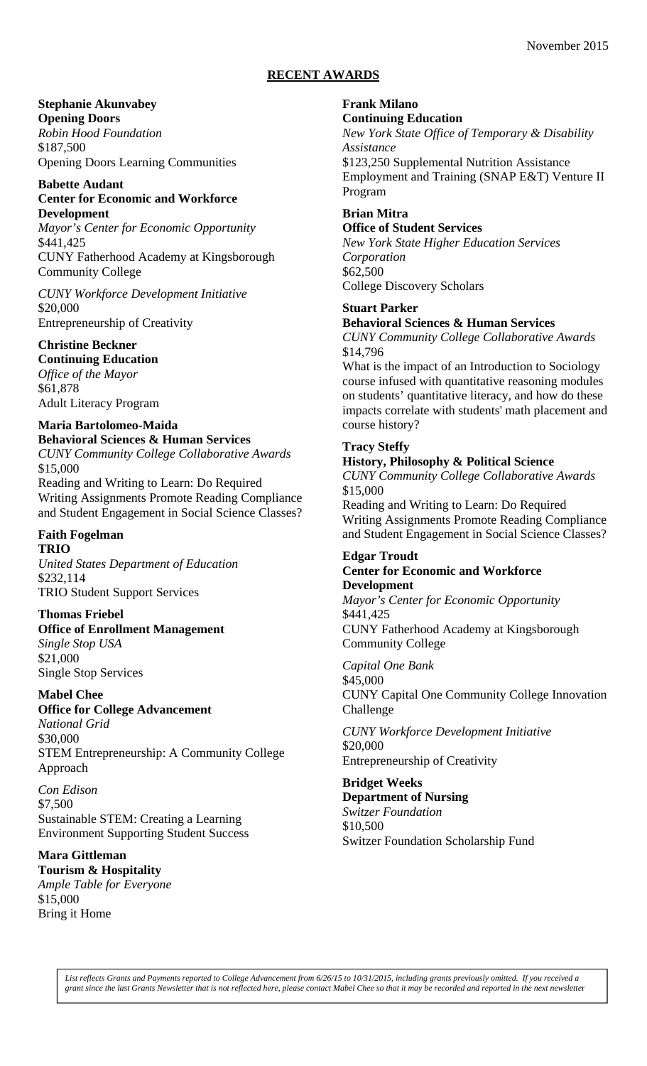November 2015

## RECENT AWARDS

**Stephanie Akunvabey**
**Opening Doors**
*Robin Hood Foundation*
$187,500
Opening Doors Learning Communities

**Babette Audant**
**Center for Economic and Workforce Development**
*Mayor's Center for Economic Opportunity*
$441,425
CUNY Fatherhood Academy at Kingsborough Community College

*CUNY Workforce Development Initiative*
$20,000
Entrepreneurship of Creativity

**Christine Beckner**
**Continuing Education**
*Office of the Mayor*
$61,878
Adult Literacy Program

**Maria Bartolomeo-Maida**
**Behavioral Sciences & Human Services**
*CUNY Community College Collaborative Awards*
$15,000
Reading and Writing to Learn: Do Required Writing Assignments Promote Reading Compliance and Student Engagement in Social Science Classes?

**Faith Fogelman**
**TRIO**
*United States Department of Education*
$232,114
TRIO Student Support Services

**Thomas Friebel**
**Office of Enrollment Management**
*Single Stop USA*
$21,000
Single Stop Services

**Mabel Chee**
**Office for College Advancement**
*National Grid*
$30,000
STEM Entrepreneurship: A Community College Approach

*Con Edison*
$7,500
Sustainable STEM: Creating a Learning Environment Supporting Student Success

**Mara Gittleman**
**Tourism & Hospitality**
*Ample Table for Everyone*
$15,000
Bring it Home

**Frank Milano**
**Continuing Education**
*New York State Office of Temporary & Disability Assistance*
$123,250 Supplemental Nutrition Assistance Employment and Training (SNAP E&T) Venture II Program

**Brian Mitra**
**Office of Student Services**
*New York State Higher Education Services Corporation*
$62,500
College Discovery Scholars

**Stuart Parker**
**Behavioral Sciences & Human Services**
*CUNY Community College Collaborative Awards*
$14,796
What is the impact of an Introduction to Sociology course infused with quantitative reasoning modules on students' quantitative literacy, and how do these impacts correlate with students' math placement and course history?

**Tracy Steffy**
**History, Philosophy & Political Science**
*CUNY Community College Collaborative Awards*
$15,000
Reading and Writing to Learn: Do Required Writing Assignments Promote Reading Compliance and Student Engagement in Social Science Classes?

**Edgar Troudt**
**Center for Economic and Workforce Development**
*Mayor's Center for Economic Opportunity*
$441,425
CUNY Fatherhood Academy at Kingsborough Community College

*Capital One Bank*
$45,000
CUNY Capital One Community College Innovation Challenge

*CUNY Workforce Development Initiative*
$20,000
Entrepreneurship of Creativity

**Bridget Weeks**
**Department of Nursing**
*Switzer Foundation*
$10,500
Switzer Foundation Scholarship Fund

*List reflects Grants and Payments reported to College Advancement from 6/26/15 to 10/31/2015, including grants previously omitted. If you received a grant since the last Grants Newsletter that is not reflected here, please contact Mabel Chee so that it may be recorded and reported in the next newsletter*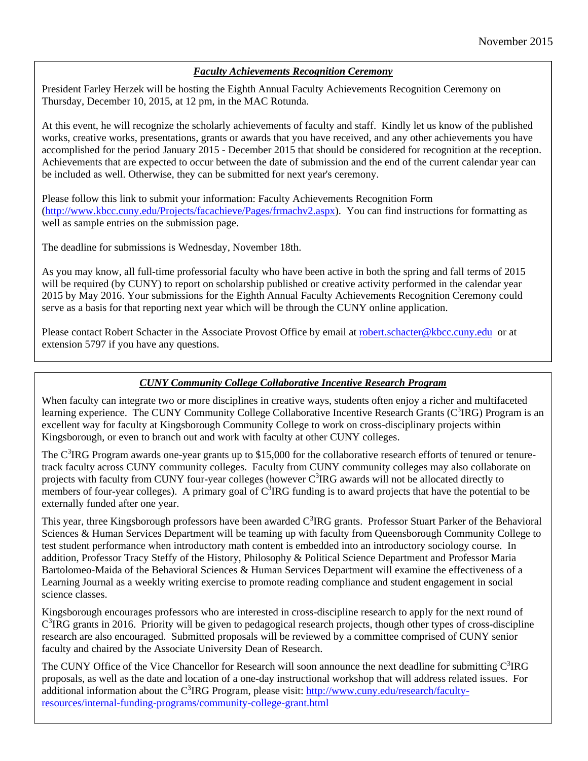November 2015

## ***Faculty Achievements Recognition Ceremony***

President Farley Herzek will be hosting the Eighth Annual Faculty Achievements Recognition Ceremony on Thursday, December 10, 2015, at 12 pm, in the MAC Rotunda.

At this event, he will recognize the scholarly achievements of faculty and staff. Kindly let us know of the published works, creative works, presentations, grants or awards that you have received, and any other achievements you have accomplished for the period January 2015 - December 2015 that should be considered for recognition at the reception. Achievements that are expected to occur between the date of submission and the end of the current calendar year can be included as well. Otherwise, they can be submitted for next year's ceremony.

Please follow this link to submit your information: Faculty Achievements Recognition Form (http://www.kbcc.cuny.edu/Projects/facachieve/Pages/frmachv2.aspx). You can find instructions for formatting as well as sample entries on the submission page.

The deadline for submissions is Wednesday, November 18th.

As you may know, all full-time professorial faculty who have been active in both the spring and fall terms of 2015 will be required (by CUNY) to report on scholarship published or creative activity performed in the calendar year 2015 by May 2016. Your submissions for the Eighth Annual Faculty Achievements Recognition Ceremony could serve as a basis for that reporting next year which will be through the CUNY online application.

Please contact Robert Schacter in the Associate Provost Office by email at robert.schacter@kbcc.cuny.edu or at extension 5797 if you have any questions.

## ***CUNY Community College Collaborative Incentive Research Program***

When faculty can integrate two or more disciplines in creative ways, students often enjoy a richer and multifaceted learning experience. The CUNY Community College Collaborative Incentive Research Grants (C$^3$IRG) Program is an excellent way for faculty at Kingsborough Community College to work on cross-disciplinary projects within Kingsborough, or even to branch out and work with faculty at other CUNY colleges.

The C$^3$IRG Program awards one-year grants up to $15,000 for the collaborative research efforts of tenured or tenure-track faculty across CUNY community colleges. Faculty from CUNY community colleges may also collaborate on projects with faculty from CUNY four-year colleges (however C$^3$IRG awards will not be allocated directly to members of four-year colleges). A primary goal of C$^3$IRG funding is to award projects that have the potential to be externally funded after one year.

This year, three Kingsborough professors have been awarded C$^3$IRG grants. Professor Stuart Parker of the Behavioral Sciences & Human Services Department will be teaming up with faculty from Queensborough Community College to test student performance when introductory math content is embedded into an introductory sociology course. In addition, Professor Tracy Steffy of the History, Philosophy & Political Science Department and Professor Maria Bartolomeo-Maida of the Behavioral Sciences & Human Services Department will examine the effectiveness of a Learning Journal as a weekly writing exercise to promote reading compliance and student engagement in social science classes.

Kingsborough encourages professors who are interested in cross-discipline research to apply for the next round of C$^3$IRG grants in 2016. Priority will be given to pedagogical research projects, though other types of cross-discipline research are also encouraged. Submitted proposals will be reviewed by a committee comprised of CUNY senior faculty and chaired by the Associate University Dean of Research.

The CUNY Office of the Vice Chancellor for Research will soon announce the next deadline for submitting C$^3$IRG proposals, as well as the date and location of a one-day instructional workshop that will address related issues. For additional information about the C$^3$IRG Program, please visit: http://www.cuny.edu/research/faculty-resources/internal-funding-programs/community-college-grant.html